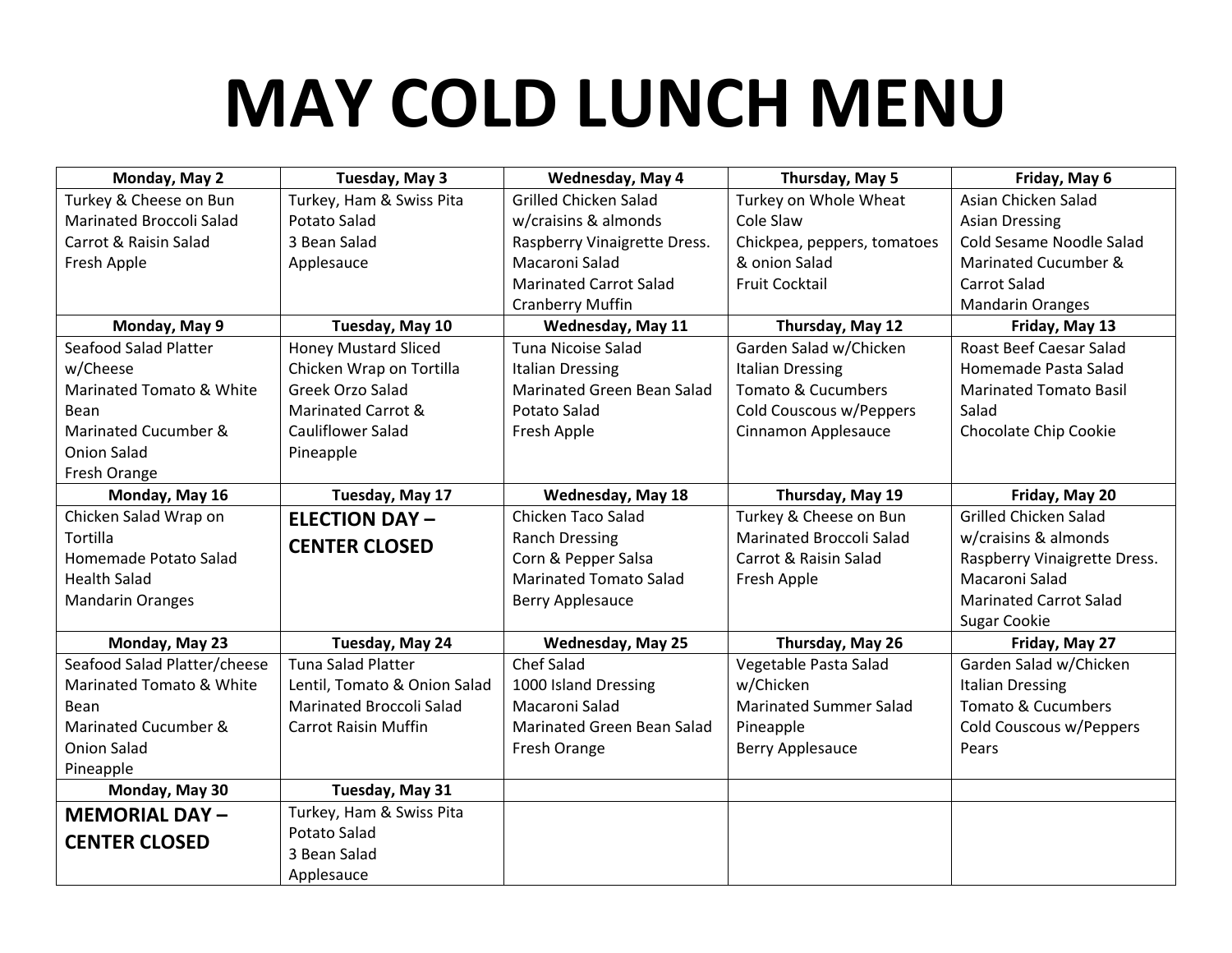# MAY COLD LUNCH MENU

| Monday, May 2 | Tuesday, May 3 | Wednesday, May 4 | Thursday, May 5 | Friday, May 6 |
|---|---|---|---|---|
| Turkey & Cheese on Bun<br>Marinated Broccoli Salad<br>Carrot & Raisin Salad<br>Fresh Apple | Turkey, Ham & Swiss Pita<br>Potato Salad<br>3 Bean Salad<br>Applesauce | Grilled Chicken Salad w/craisins & almonds<br>Raspberry Vinaigrette Dress.<br>Macaroni Salad<br>Marinated Carrot Salad<br>Cranberry Muffin | Turkey on Whole Wheat<br>Cole Slaw<br>Chickpea, peppers, tomatoes & onion Salad<br>Fruit Cocktail | Asian Chicken Salad<br>Asian Dressing<br>Cold Sesame Noodle Salad<br>Marinated Cucumber & Carrot Salad<br>Mandarin Oranges |
| **Monday, May 9** | **Tuesday, May 10** | **Wednesday, May 11** | **Thursday, May 12** | **Friday, May 13** |
| Seafood Salad Platter w/Cheese<br>Marinated Tomato & White Bean<br>Marinated Cucumber & Onion Salad<br>Fresh Orange | Honey Mustard Sliced Chicken Wrap on Tortilla<br>Greek Orzo Salad<br>Marinated Carrot & Cauliflower Salad<br>Pineapple | Tuna Nicoise Salad<br>Italian Dressing<br>Marinated Green Bean Salad<br>Potato Salad<br>Fresh Apple | Garden Salad w/Chicken<br>Italian Dressing<br>Tomato & Cucumbers<br>Cold Couscous w/Peppers<br>Cinnamon Applesauce | Roast Beef Caesar Salad<br>Homemade Pasta Salad<br>Marinated Tomato Basil Salad<br>Chocolate Chip Cookie |
| **Monday, May 16** | **Tuesday, May 17** | **Wednesday, May 18** | **Thursday, May 19** | **Friday, May 20** |
| Chicken Salad Wrap on Tortilla<br>Homemade Potato Salad<br>Health Salad<br>Mandarin Oranges | **ELECTION DAY – CENTER CLOSED** | Chicken Taco Salad<br>Ranch Dressing<br>Corn & Pepper Salsa<br>Marinated Tomato Salad<br>Berry Applesauce | Turkey & Cheese on Bun<br>Marinated Broccoli Salad<br>Carrot & Raisin Salad<br>Fresh Apple | Grilled Chicken Salad w/craisins & almonds<br>Raspberry Vinaigrette Dress.<br>Macaroni Salad<br>Marinated Carrot Salad<br>Sugar Cookie |
| **Monday, May 23** | **Tuesday, May 24** | **Wednesday, May 25** | **Thursday, May 26** | **Friday, May 27** |
| Seafood Salad Platter/cheese<br>Marinated Tomato & White Bean<br>Marinated Cucumber & Onion Salad<br>Pineapple | Tuna Salad Platter<br>Lentil, Tomato & Onion Salad<br>Marinated Broccoli Salad<br>Carrot Raisin Muffin | Chef Salad<br>1000 Island Dressing<br>Macaroni Salad<br>Marinated Green Bean Salad<br>Fresh Orange | Vegetable Pasta Salad w/Chicken<br>Marinated Summer Salad<br>Pineapple<br>Berry Applesauce | Garden Salad w/Chicken<br>Italian Dressing<br>Tomato & Cucumbers<br>Cold Couscous w/Peppers<br>Pears |
| **Monday, May 30** | **Tuesday, May 31** | | | |
| **MEMORIAL DAY – CENTER CLOSED** | Turkey, Ham & Swiss Pita<br>Potato Salad<br>3 Bean Salad<br>Applesauce | | | |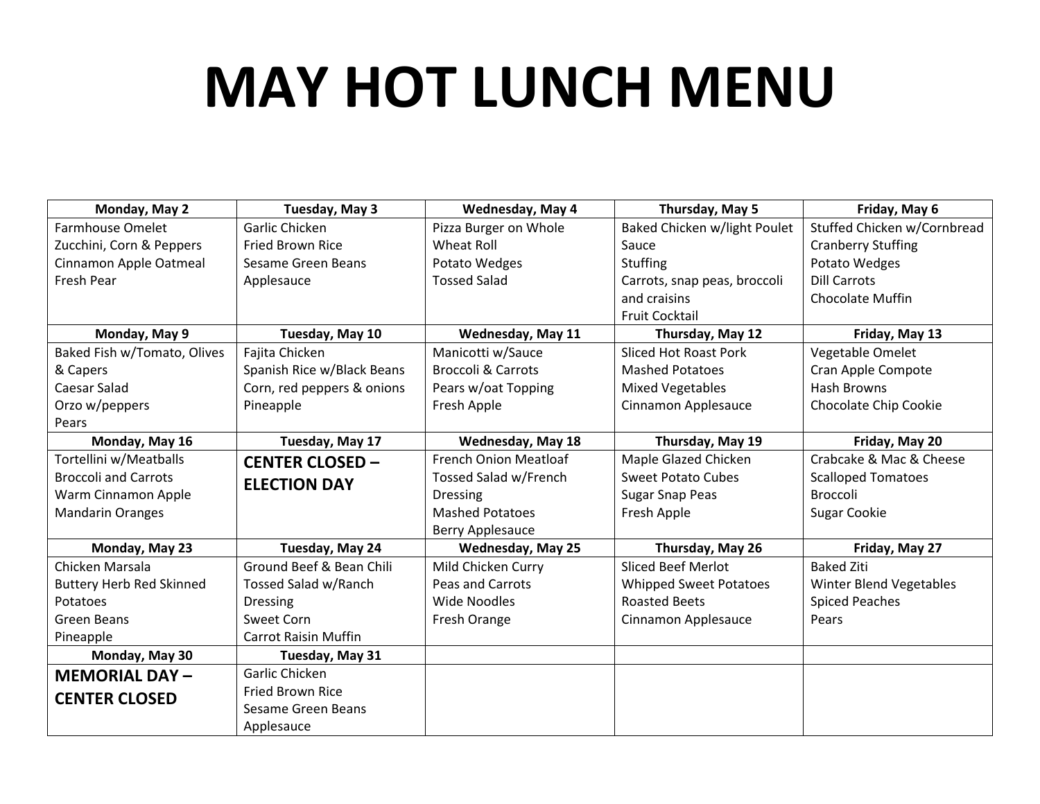# MAY HOT LUNCH MENU

| Monday, May 2 | Tuesday, May 3 | Wednesday, May 4 | Thursday, May 5 | Friday, May 6 |
|---|---|---|---|---|
| Farmhouse Omelet<br>Zucchini, Corn & Peppers<br>Cinnamon Apple Oatmeal<br>Fresh Pear | Garlic Chicken<br>Fried Brown Rice<br>Sesame Green Beans<br>Applesauce | Pizza Burger on Whole Wheat Roll<br>Potato Wedges<br>Tossed Salad | Baked Chicken w/light Poulet Sauce<br>Stuffing<br>Carrots, snap peas, broccoli and craisins<br>Fruit Cocktail | Stuffed Chicken w/Cornbread Cranberry Stuffing<br>Potato Wedges<br>Dill Carrots<br>Chocolate Muffin |
| **Monday, May 9** | **Tuesday, May 10** | **Wednesday, May 11** | **Thursday, May 12** | **Friday, May 13** |
| Baked Fish w/Tomato, Olives & Capers<br>Caesar Salad<br>Orzo w/peppers<br>Pears | Fajita Chicken<br>Spanish Rice w/Black Beans<br>Corn, red peppers & onions<br>Pineapple | Manicotti w/Sauce<br>Broccoli & Carrots<br>Pears w/oat Topping<br>Fresh Apple | Sliced Hot Roast Pork<br>Mashed Potatoes<br>Mixed Vegetables<br>Cinnamon Applesauce | Vegetable Omelet<br>Cran Apple Compote<br>Hash Browns<br>Chocolate Chip Cookie |
| **Monday, May 16** | **Tuesday, May 17** | **Wednesday, May 18** | **Thursday, May 19** | **Friday, May 20** |
| Tortellini w/Meatballs<br>Broccoli and Carrots<br>Warm Cinnamon Apple<br>Mandarin Oranges | **CENTER CLOSED – ELECTION DAY** | French Onion Meatloaf<br>Tossed Salad w/French Dressing<br>Mashed Potatoes<br>Berry Applesauce | Maple Glazed Chicken<br>Sweet Potato Cubes<br>Sugar Snap Peas<br>Fresh Apple | Crabcake & Mac & Cheese<br>Scalloped Tomatoes<br>Broccoli<br>Sugar Cookie |
| **Monday, May 23** | **Tuesday, May 24** | **Wednesday, May 25** | **Thursday, May 26** | **Friday, May 27** |
| Chicken Marsala<br>Buttery Herb Red Skinned Potatoes<br>Green Beans<br>Pineapple | Ground Beef & Bean Chili<br>Tossed Salad w/Ranch Dressing<br>Sweet Corn<br>Carrot Raisin Muffin | Mild Chicken Curry<br>Peas and Carrots<br>Wide Noodles<br>Fresh Orange | Sliced Beef Merlot<br>Whipped Sweet Potatoes<br>Roasted Beets<br>Cinnamon Applesauce | Baked Ziti<br>Winter Blend Vegetables<br>Spiced Peaches<br>Pears |
| **Monday, May 30** | **Tuesday, May 31** | | | |
| **MEMORIAL DAY – CENTER CLOSED** | Garlic Chicken<br>Fried Brown Rice<br>Sesame Green Beans<br>Applesauce | | | |